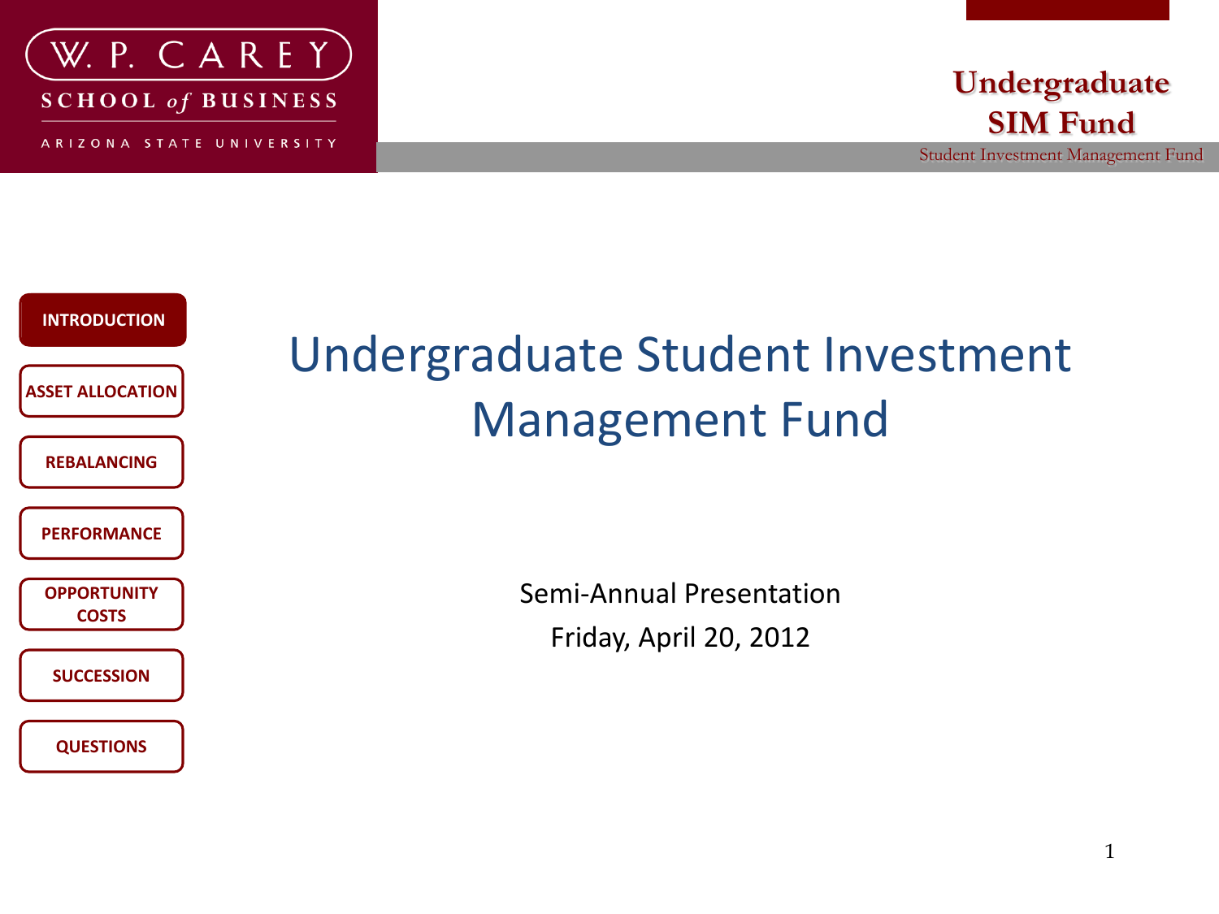W. P. CAREY SCHOOL of BUSINESS

ARIZONA STATE UNIVERSITY

**Undergraduate SIM Fund**

Student Investment Management Fund

- **INTRODUCTION**
- **ASSET ALLOCATION**
- **REBALANCING**
- **PERFORMANCE**
- **OPPORTUNITY COSTS**
- **SUCCESSION**
- **QUESTIONS**

# Undergraduate Student Investment Management Fund

Semi-Annual Presentation

Friday, April 20, 2012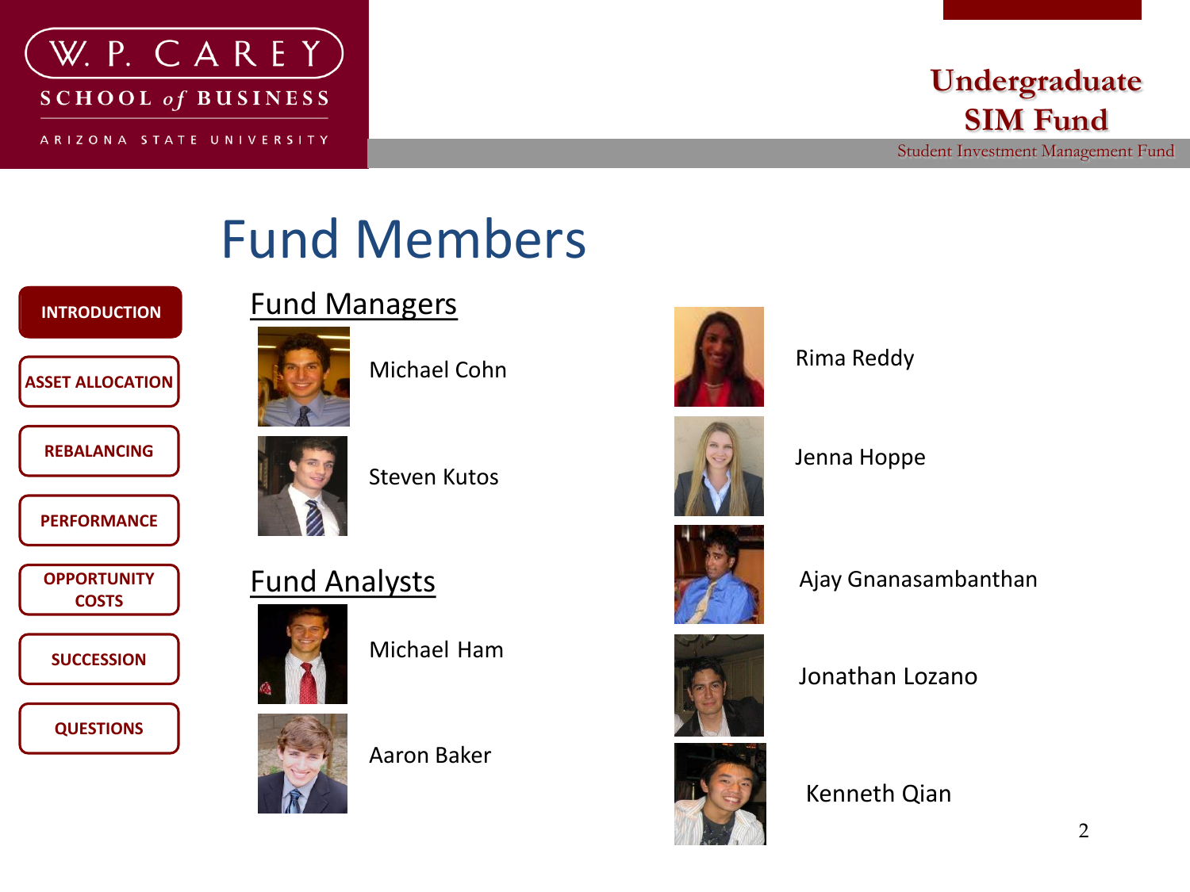# Fund Members

## Fund Managers

- Michael Cohn
- Steven Kutos

## Fund Analysts

- Michael Ham
- Aaron Baker
- Rima Reddy
- Jenna Hoppe
- Ajay Gnanasambanthan
- Jonathan Lozano
- Kenneth Qian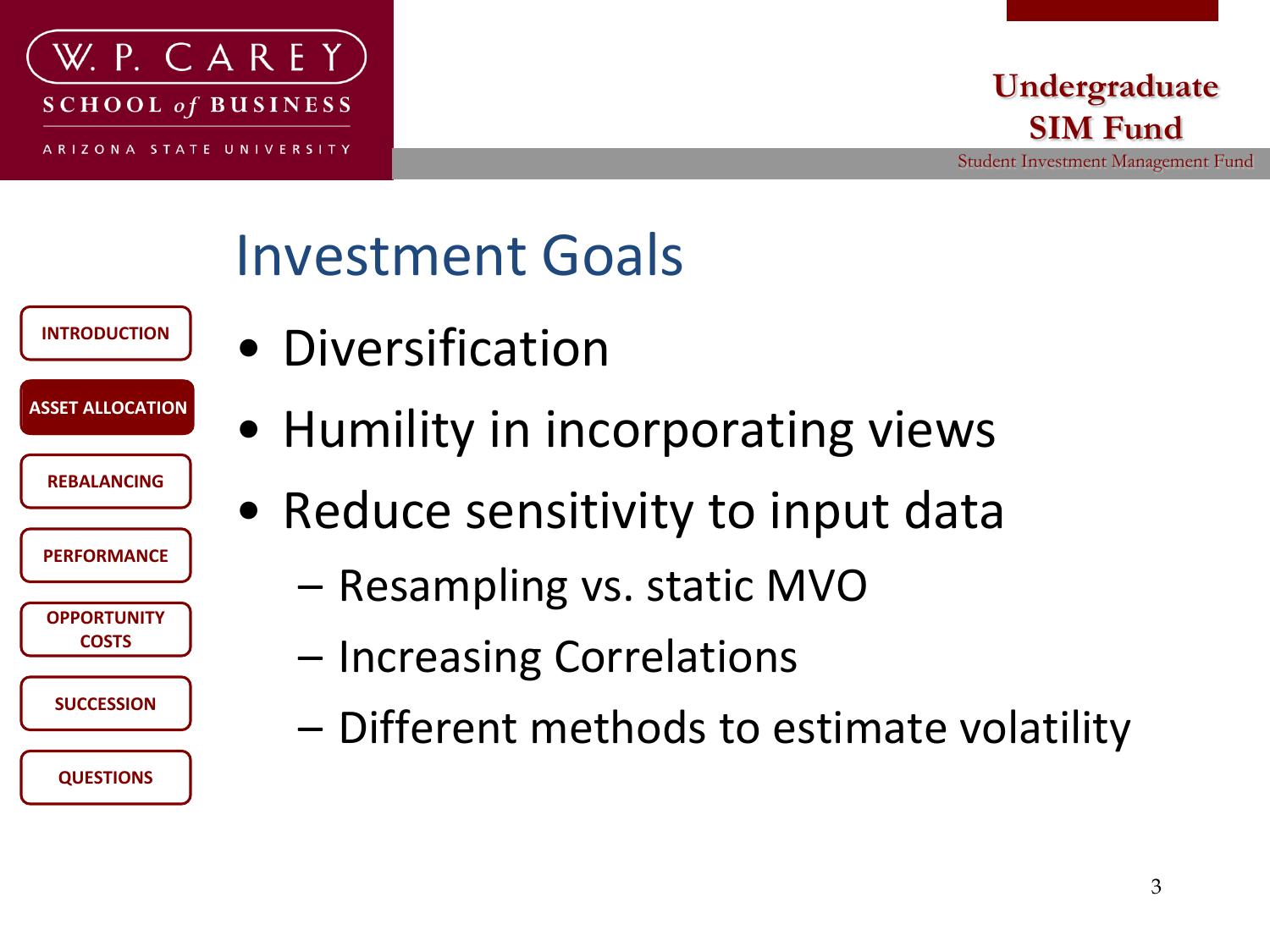# Investment Goals

- Diversification
- Humility in incorporating views
- Reduce sensitivity to input data
  - Resampling vs. static MVO
  - Increasing Correlations
  - Different methods to estimate volatility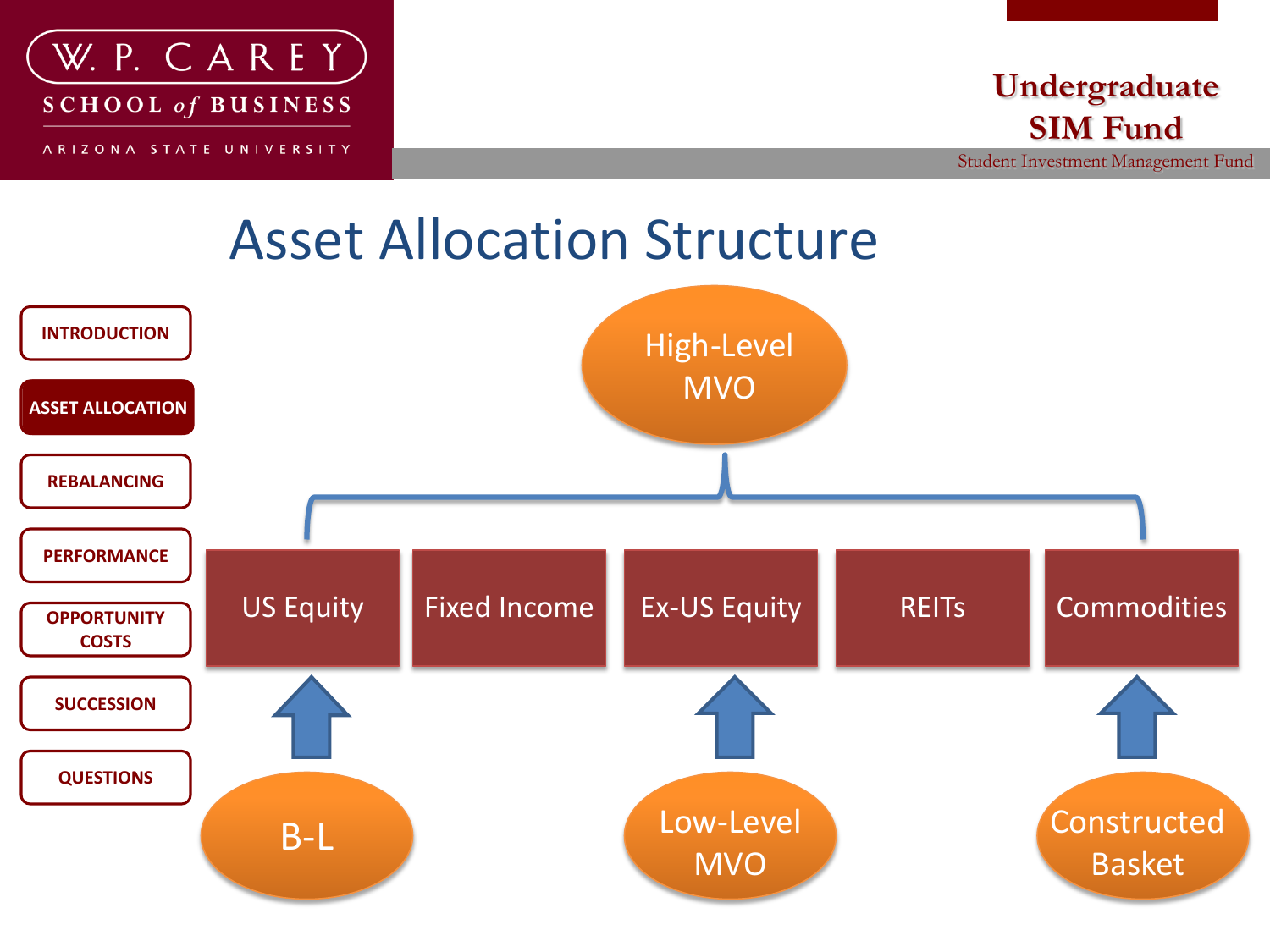# Asset Allocation Structure

- INTRODUCTION
- **ASSET ALLOCATION**
- REBALANCING
- PERFORMANCE
- OPPORTUNITY COSTS
- SUCCESSION
- QUESTIONS

High-Level MVO

- US Equity ← B-L
- Fixed Income
- Ex-US Equity ← Low-Level MVO
- REITs
- Commodities ← Constructed Basket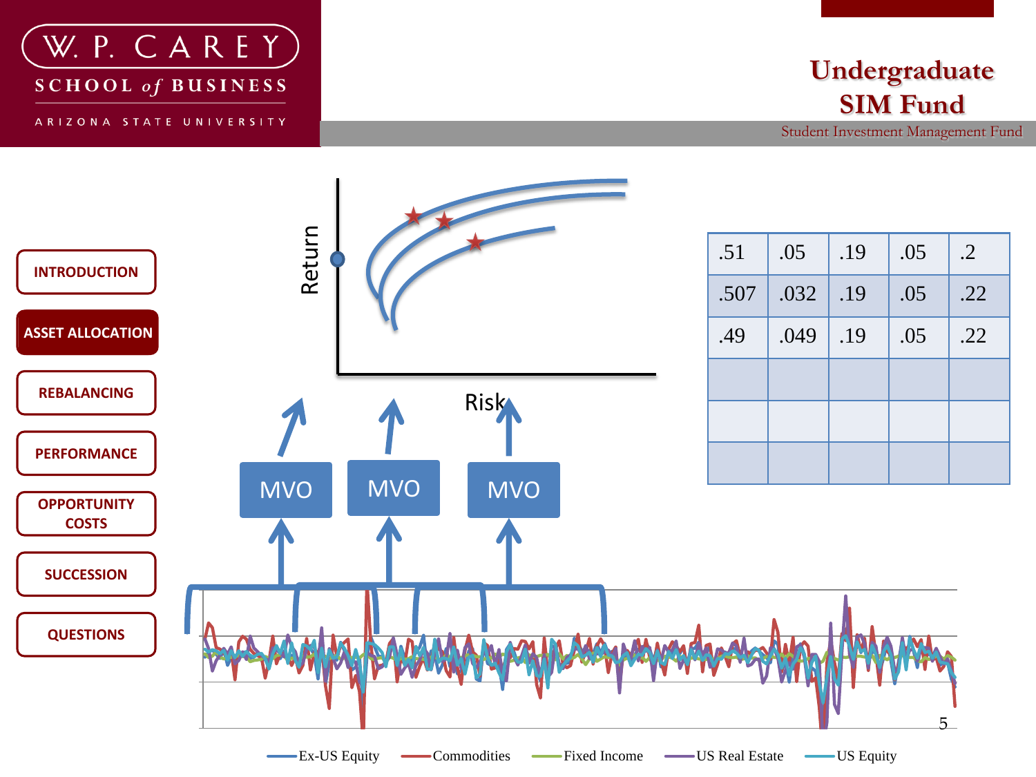# Undergraduate SIM Fund

Student Investment Management Fund

- INTRODUCTION
- ASSET ALLOCATION
- REBALANCING
- PERFORMANCE
- OPPORTUNITY COSTS
- SUCCESSION
- QUESTIONS

Return

Risk

MVO MVO MVO

| .51 | .05 | .19 | .05 | .2 |
|---|---|---|---|---|
| .507 | .032 | .19 | .05 | .22 |
| .49 | .049 | .19 | .05 | .22 |
| | | | | |
| | | | | |
| | | | | |

Ex-US Equity Commodities Fixed Income US Real Estate US Equity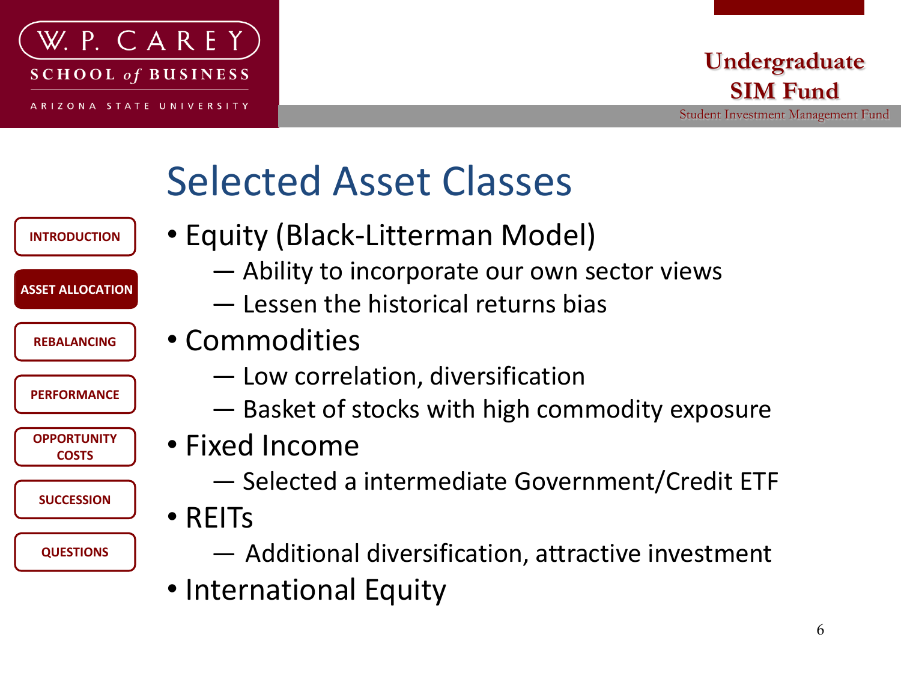# Selected Asset Classes

- Equity (Black-Litterman Model)
  - Ability to incorporate our own sector views
  - Lessen the historical returns bias
- Commodities
  - Low correlation, diversification
  - Basket of stocks with high commodity exposure
- Fixed Income
  - Selected a intermediate Government/Credit ETF
- REITs
  - Additional diversification, attractive investment
- International Equity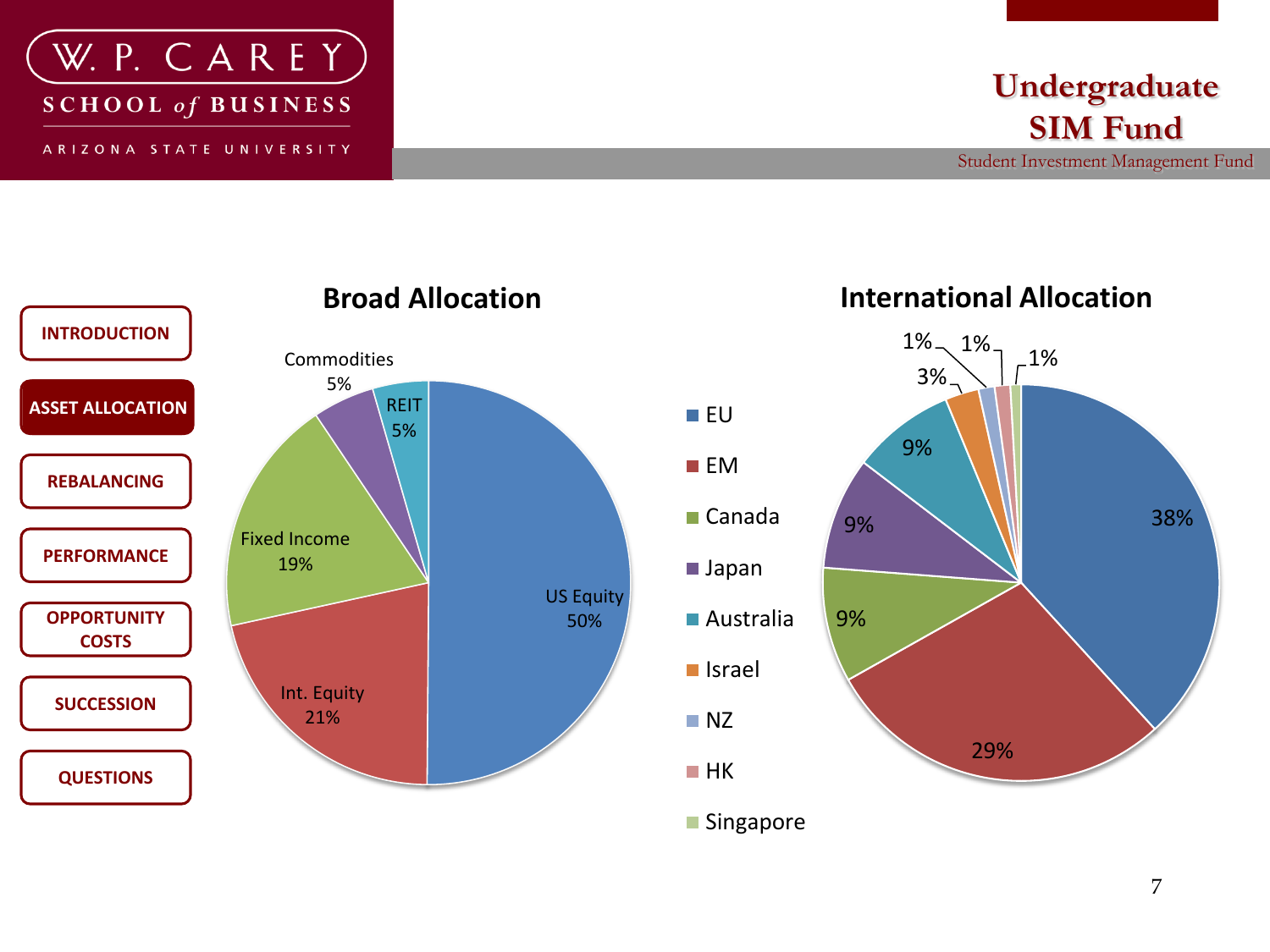**W. P. CAREY SCHOOL *of* BUSINESS**
ARIZONA STATE UNIVERSITY

# Undergraduate SIM Fund

Student Investment Management Fund

- INTRODUCTION
- **ASSET ALLOCATION**
- REBALANCING
- PERFORMANCE
- OPPORTUNITY COSTS
- SUCCESSION
- QUESTIONS

## Broad Allocation

| Asset Class | Allocation |
|---|---|
| US Equity | 50% |
| Int. Equity | 21% |
| Fixed Income | 19% |
| Commodities | 5% |
| REIT | 5% |

## International Allocation

| Region | Allocation |
|---|---|
| EU | 38% |
| EM | 29% |
| Canada | 9% |
| Japan | 9% |
| Australia | 9% |
| Israel | 3% |
| NZ | 1% |
| HK | 1% |
| Singapore | 1% |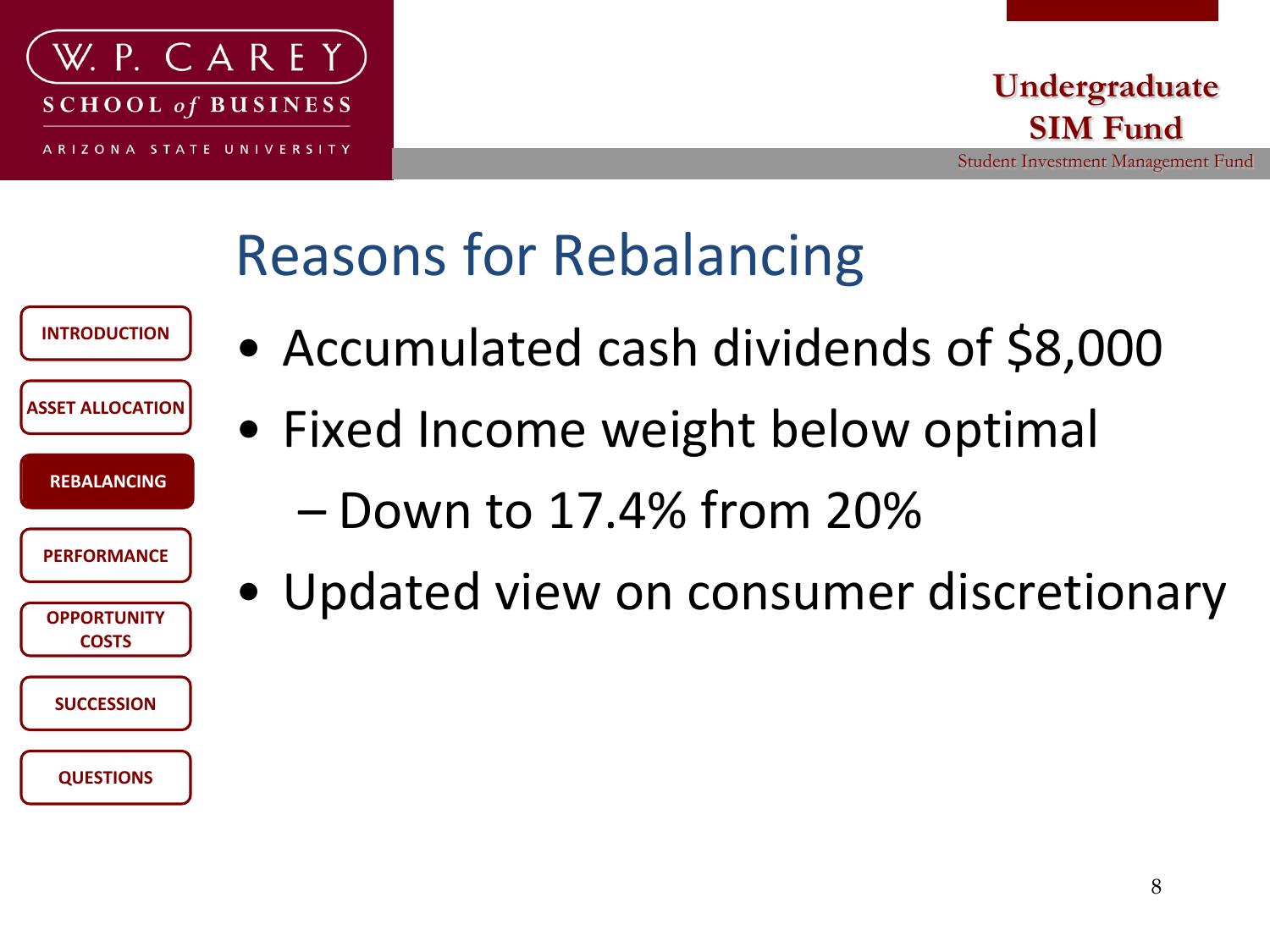# Reasons for Rebalancing

- Accumulated cash dividends of $8,000
- Fixed Income weight below optimal
  - Down to 17.4% from 20%
- Updated view on consumer discretionary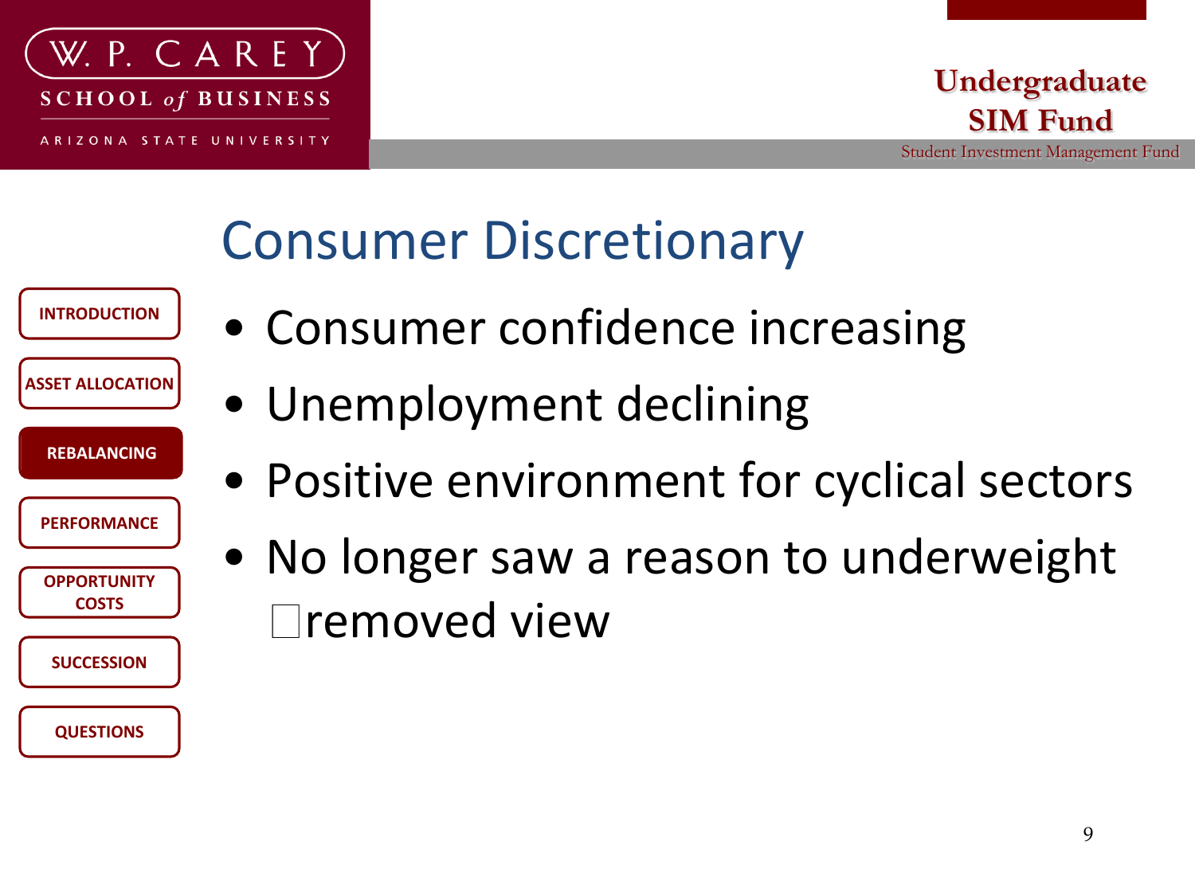# Consumer Discretionary

- Consumer confidence increasing
- Unemployment declining
- Positive environment for cyclical sectors
- No longer saw a reason to underweight
  □removed view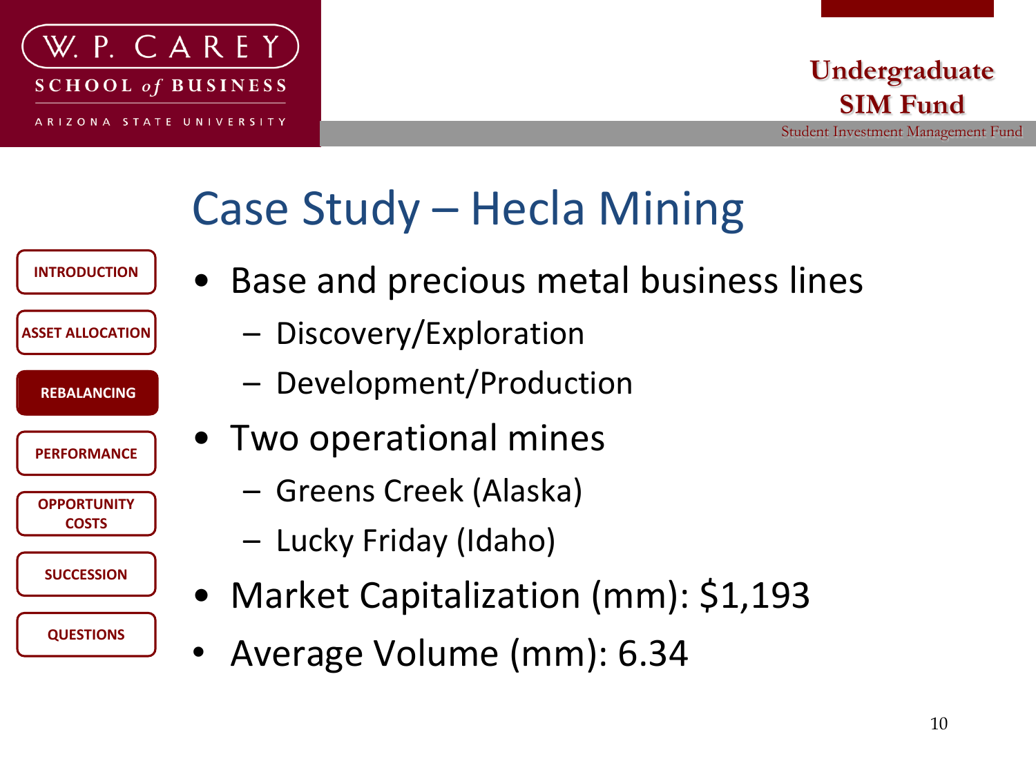# Case Study – Hecla Mining

- Base and precious metal business lines
  - Discovery/Exploration
  - Development/Production
- Two operational mines
  - Greens Creek (Alaska)
  - Lucky Friday (Idaho)
- Market Capitalization (mm): $1,193
- Average Volume (mm): 6.34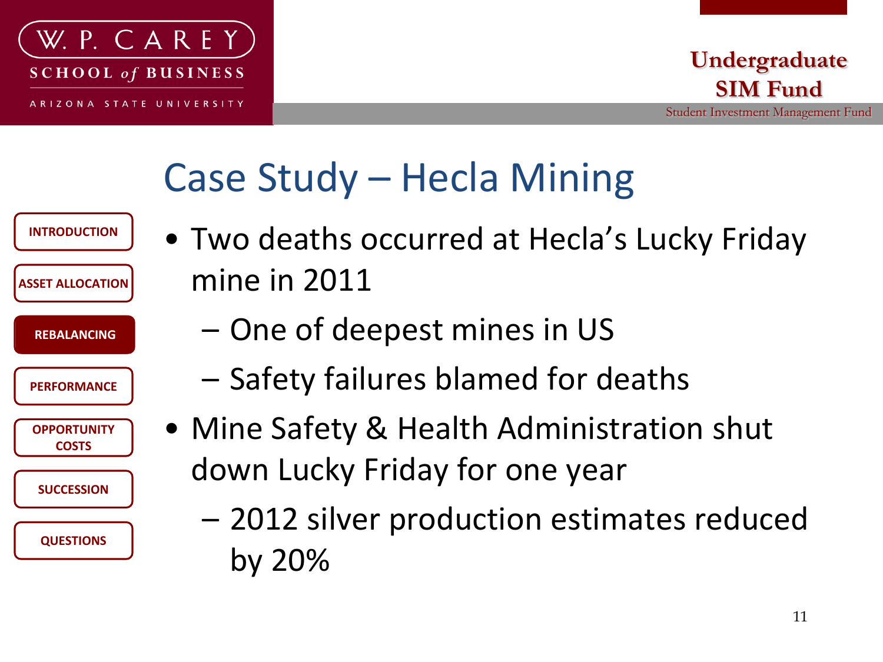# Case Study – Hecla Mining

- Two deaths occurred at Hecla's Lucky Friday mine in 2011
  - One of deepest mines in US
  - Safety failures blamed for deaths
- Mine Safety & Health Administration shut down Lucky Friday for one year
  - 2012 silver production estimates reduced by 20%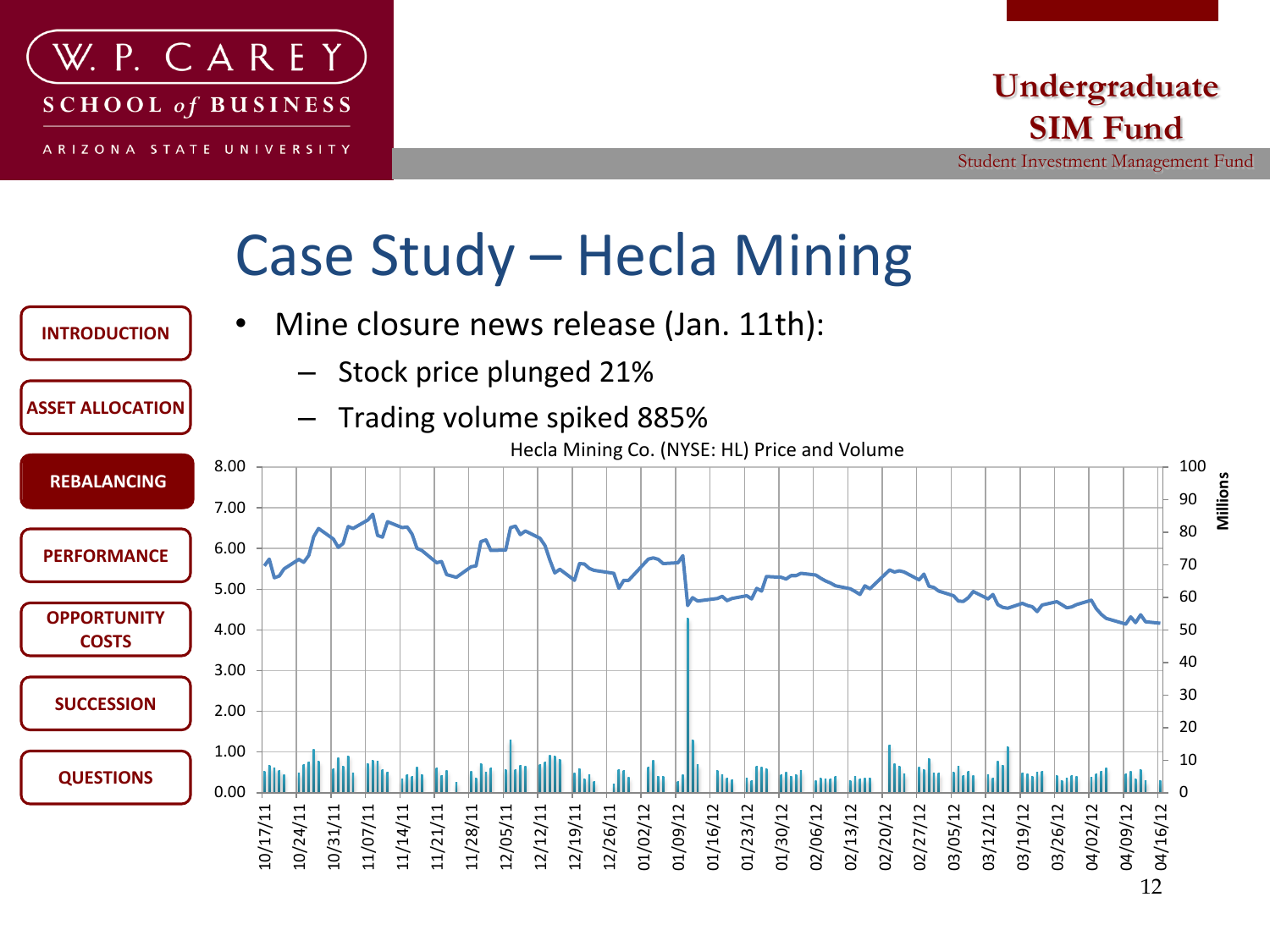# Case Study – Hecla Mining

- Mine closure news release (Jan. 11th):
  - Stock price plunged 21%
  - Trading volume spiked 885%

Hecla Mining Co. (NYSE: HL) Price and Volume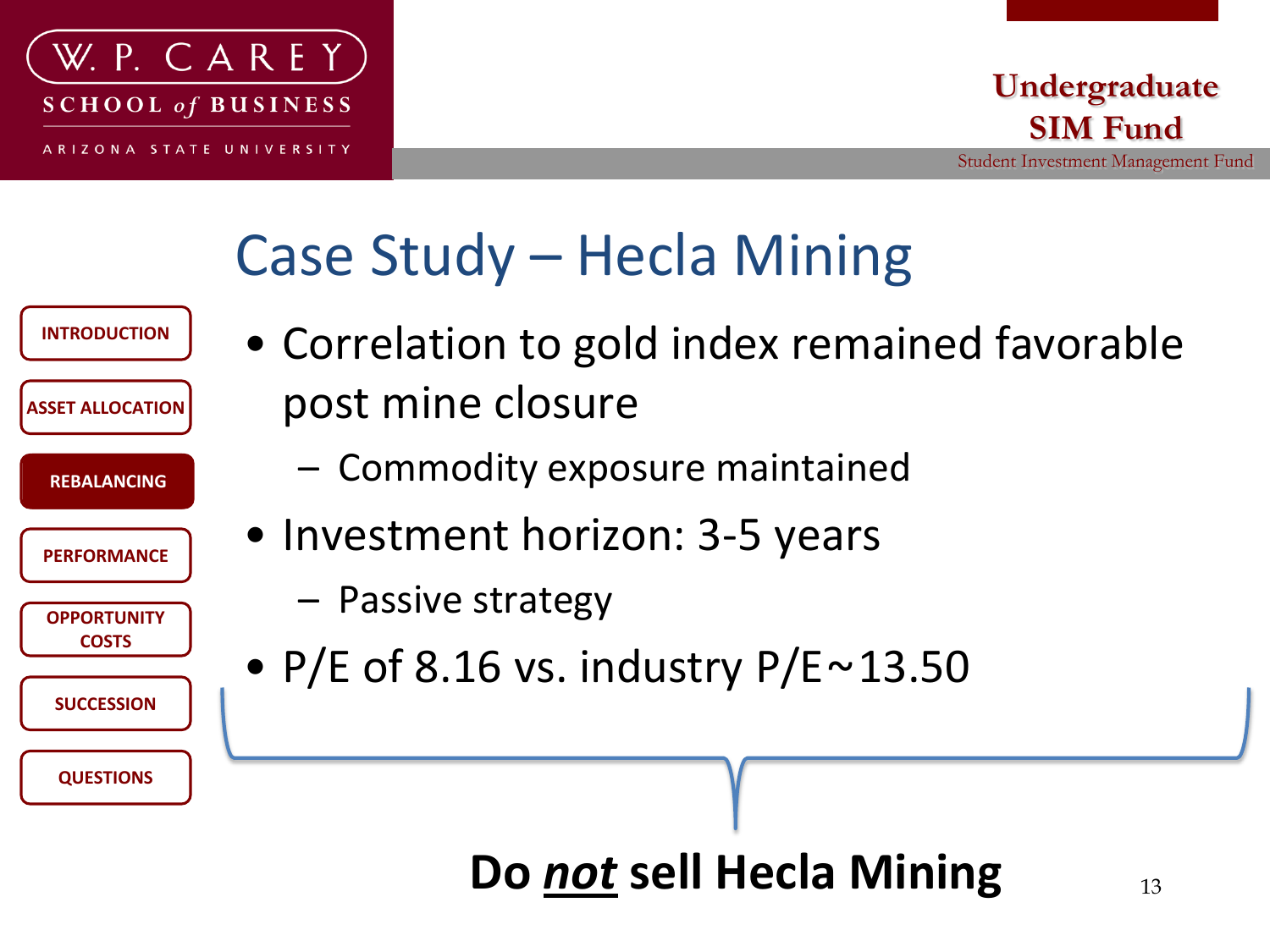# Case Study – Hecla Mining

- Correlation to gold index remained favorable post mine closure
  - Commodity exposure maintained
- Investment horizon: 3-5 years
  - Passive strategy
- P/E of 8.16 vs. industry P/E~13.50

**Do *<u>not</u>* sell Hecla Mining**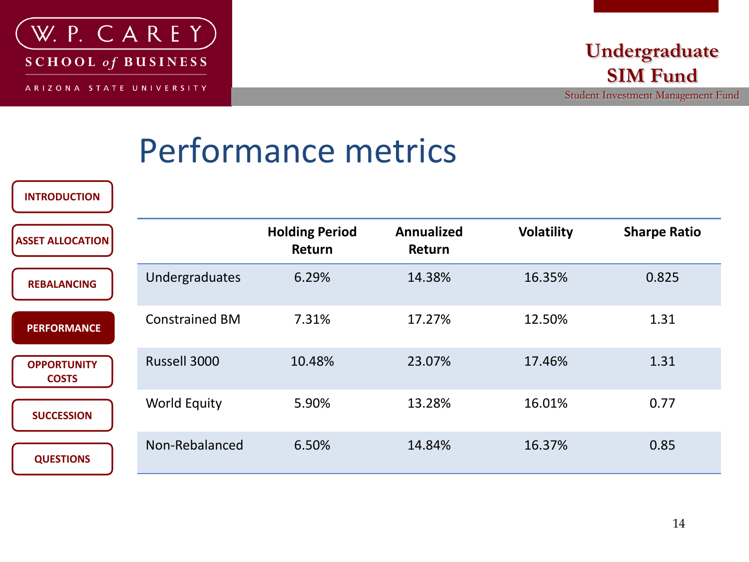# Performance metrics

| | Holding Period Return | Annualized Return | Volatility | Sharpe Ratio |
|---|---|---|---|---|
| Undergraduates | 6.29% | 14.38% | 16.35% | 0.825 |
| Constrained BM | 7.31% | 17.27% | 12.50% | 1.31 |
| Russell 3000 | 10.48% | 23.07% | 17.46% | 1.31 |
| World Equity | 5.90% | 13.28% | 16.01% | 0.77 |
| Non-Rebalanced | 6.50% | 14.84% | 16.37% | 0.85 |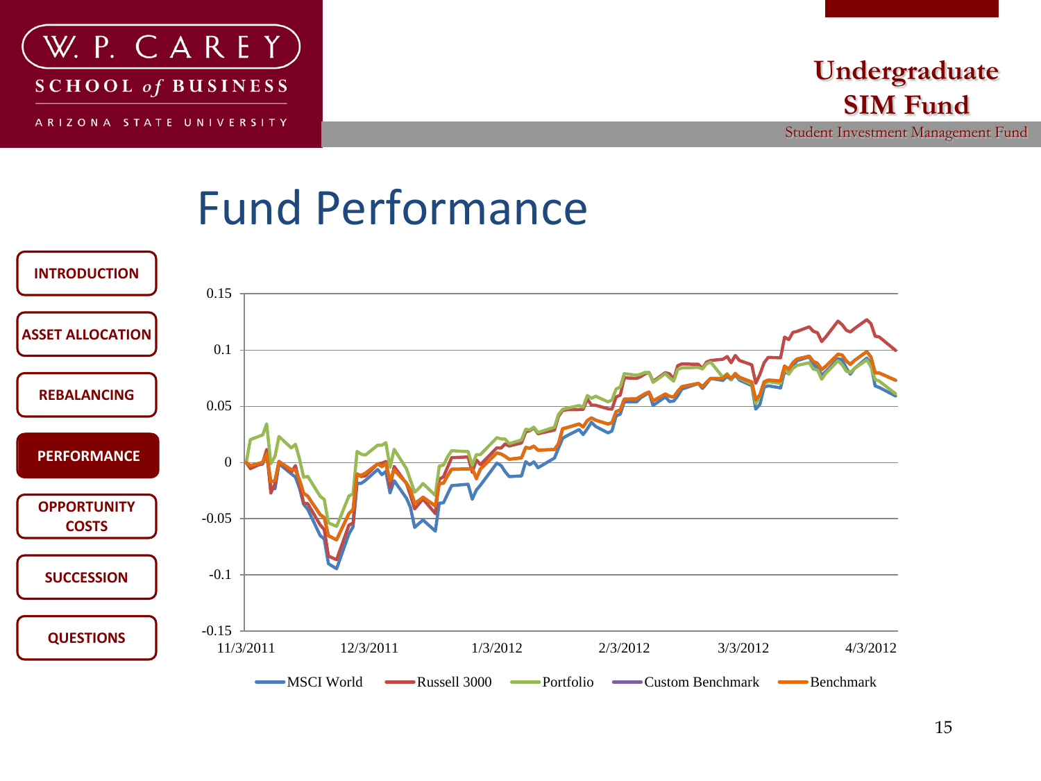# Fund Performance

- INTRODUCTION
- ASSET ALLOCATION
- REBALANCING
- **PERFORMANCE**
- OPPORTUNITY COSTS
- SUCCESSION
- QUESTIONS

0.15
0.1
0.05
0
-0.05
-0.1
-0.15

11/3/2011 12/3/2011 1/3/2012 2/3/2012 3/3/2012 4/3/2012

MSCI World — Russell 3000 — Portfolio — Custom Benchmark — Benchmark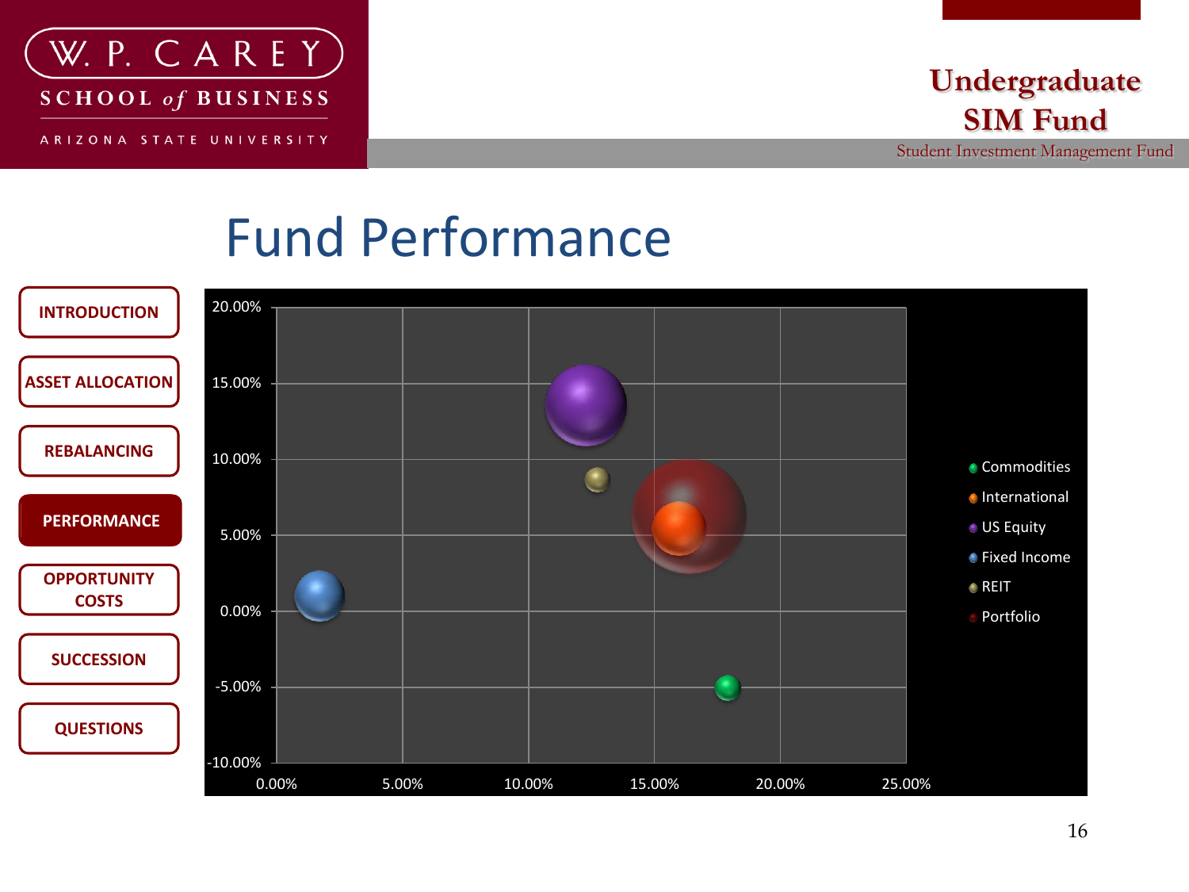# Fund Performance

- INTRODUCTION
- ASSET ALLOCATION
- REBALANCING
- **PERFORMANCE**
- OPPORTUNITY COSTS
- SUCCESSION
- QUESTIONS

20.00%
15.00%
10.00%
5.00%
0.00%
-5.00%
-10.00%

0.00% 5.00% 10.00% 15.00% 20.00% 25.00%

- Commodities
- International
- US Equity
- Fixed Income
- REIT
- Portfolio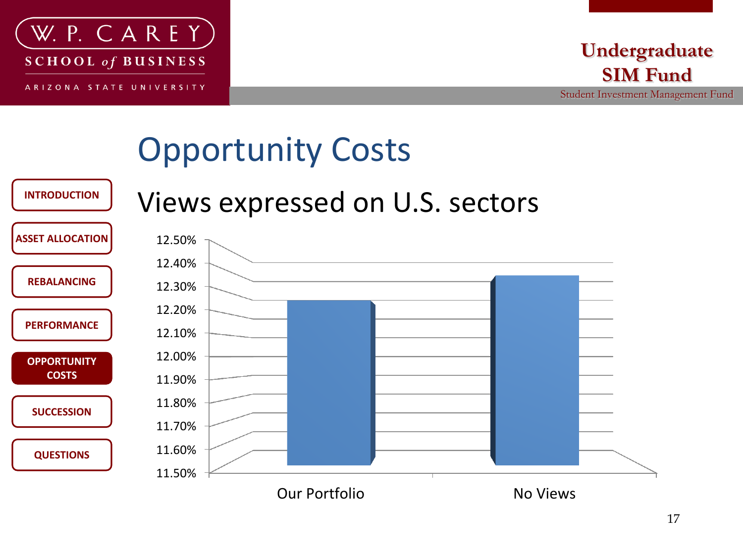# Opportunity Costs

## Views expressed on U.S. sectors

| | Value |
|---|---|
| Our Portfolio | ~12.24% |
| No Views | ~12.32% |

- INTRODUCTION
- ASSET ALLOCATION
- REBALANCING
- PERFORMANCE
- **OPPORTUNITY COSTS**
- SUCCESSION
- QUESTIONS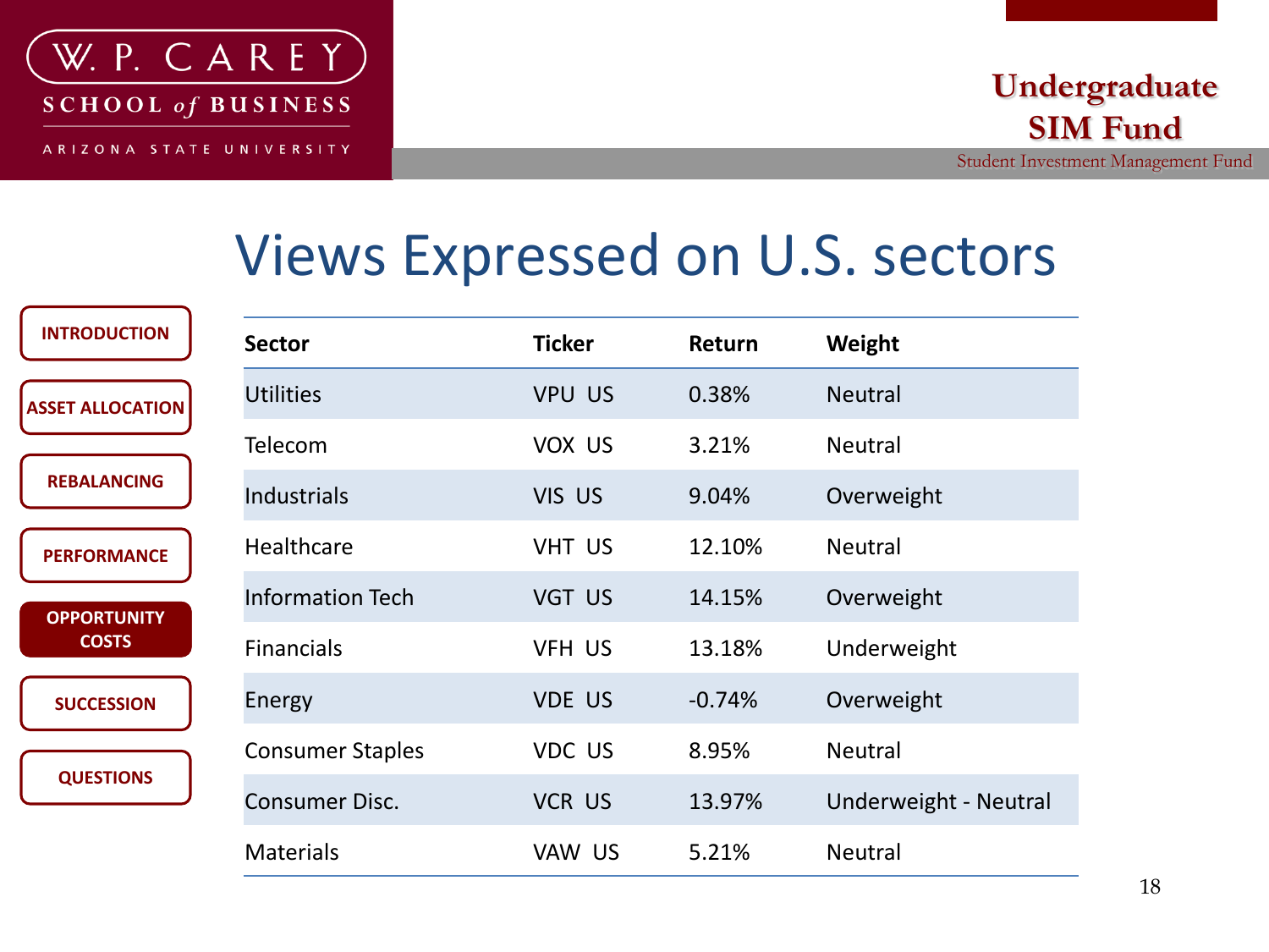# Views Expressed on U.S. sectors

| Sector | Ticker | Return | Weight |
|---|---|---|---|
| Utilities | VPU US | 0.38% | Neutral |
| Telecom | VOX US | 3.21% | Neutral |
| Industrials | VIS US | 9.04% | Overweight |
| Healthcare | VHT US | 12.10% | Neutral |
| Information Tech | VGT US | 14.15% | Overweight |
| Financials | VFH US | 13.18% | Underweight |
| Energy | VDE US | -0.74% | Overweight |
| Consumer Staples | VDC US | 8.95% | Neutral |
| Consumer Disc. | VCR US | 13.97% | Underweight - Neutral |
| Materials | VAW US | 5.21% | Neutral |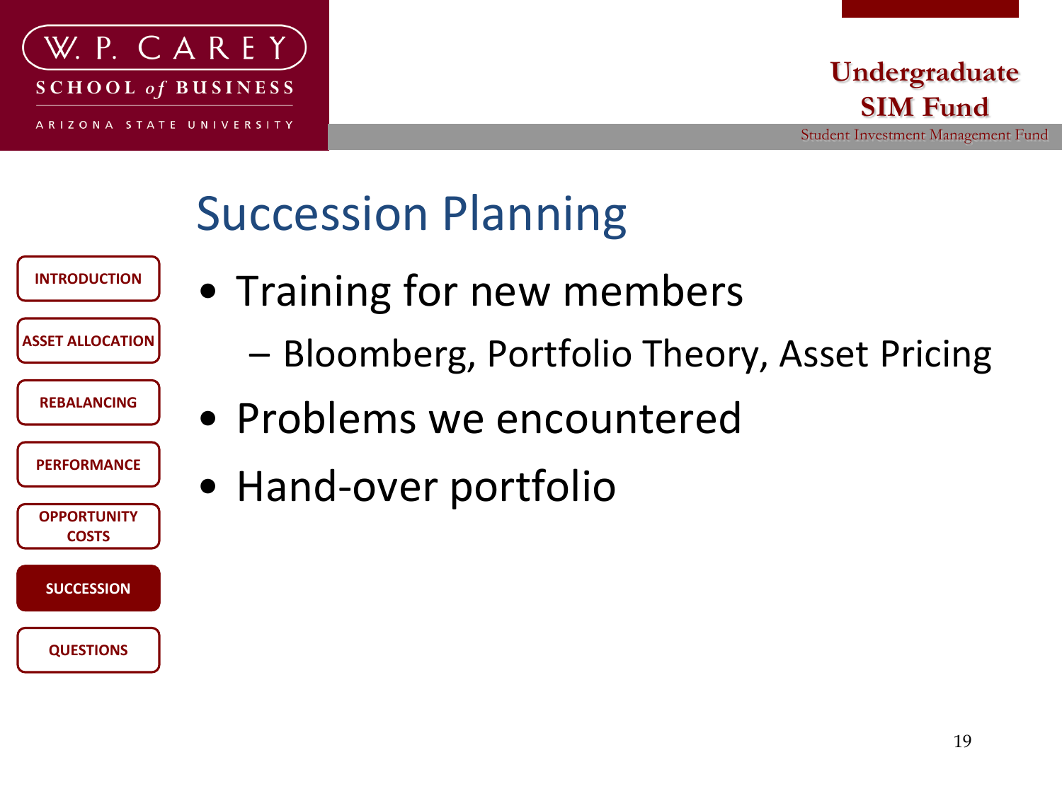# Succession Planning

- Training for new members
  - Bloomberg, Portfolio Theory, Asset Pricing
- Problems we encountered
- Hand-over portfolio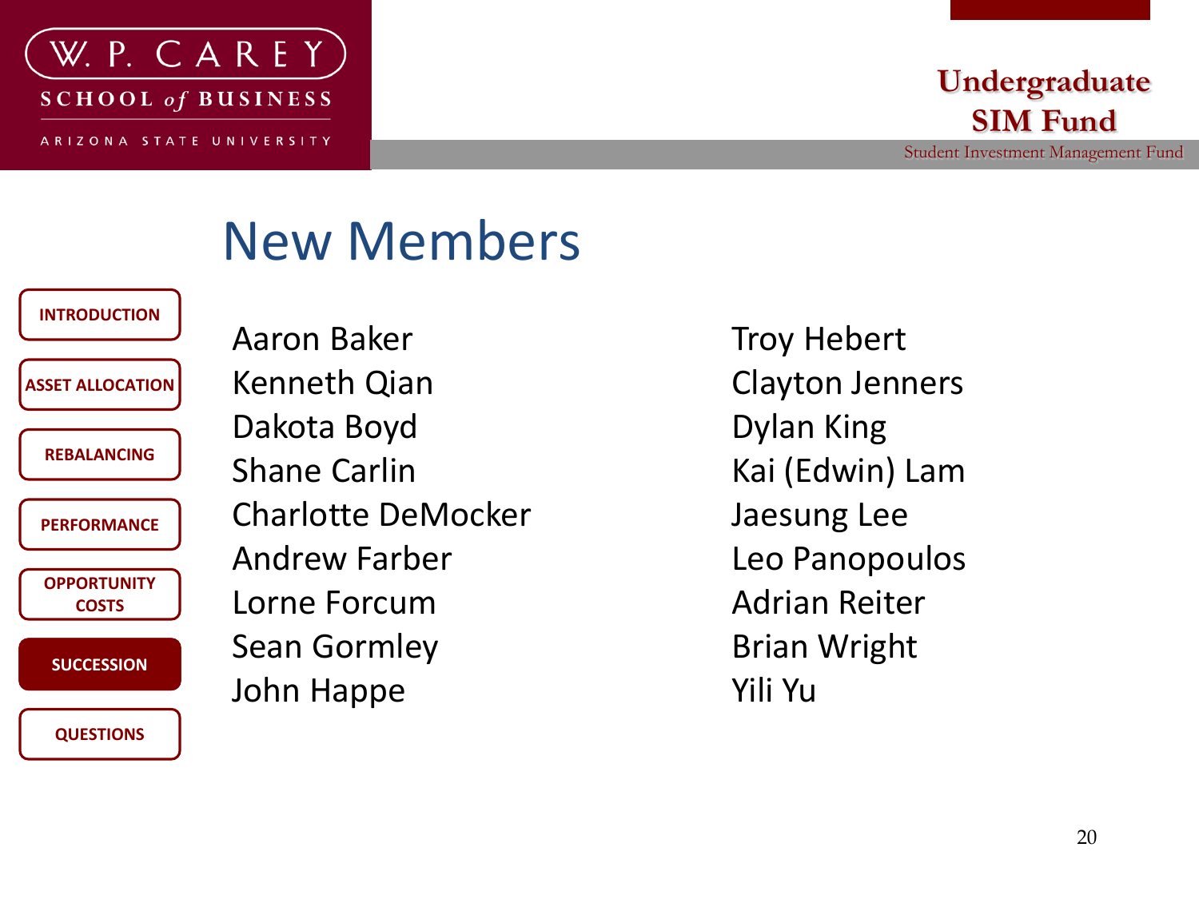# New Members

- Aaron Baker
- Kenneth Qian
- Dakota Boyd
- Shane Carlin
- Charlotte DeMocker
- Andrew Farber
- Lorne Forcum
- Sean Gormley
- John Happe
- Troy Hebert
- Clayton Jenners
- Dylan King
- Kai (Edwin) Lam
- Jaesung Lee
- Leo Panopoulos
- Adrian Reiter
- Brian Wright
- Yili Yu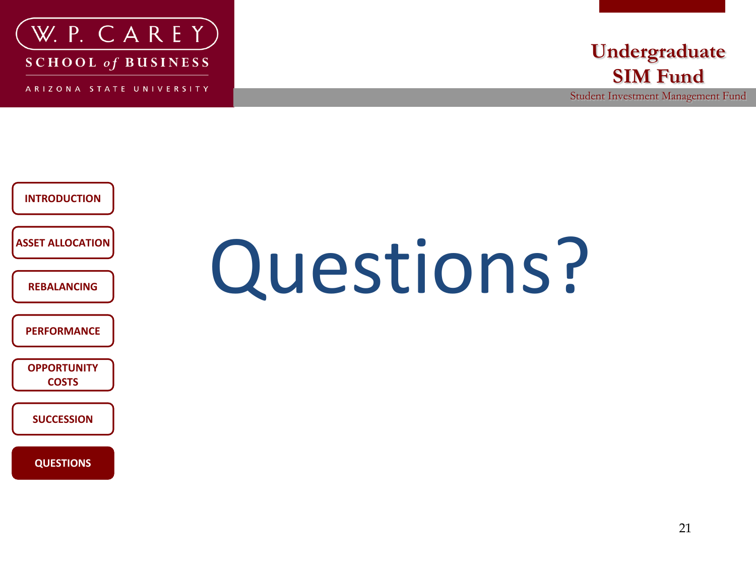W. P. CAREY SCHOOL of BUSINESS
ARIZONA STATE UNIVERSITY

**Undergraduate SIM Fund**
Student Investment Management Fund

- INTRODUCTION
- ASSET ALLOCATION
- REBALANCING
- PERFORMANCE
- OPPORTUNITY COSTS
- SUCCESSION
- **QUESTIONS**

# Questions?